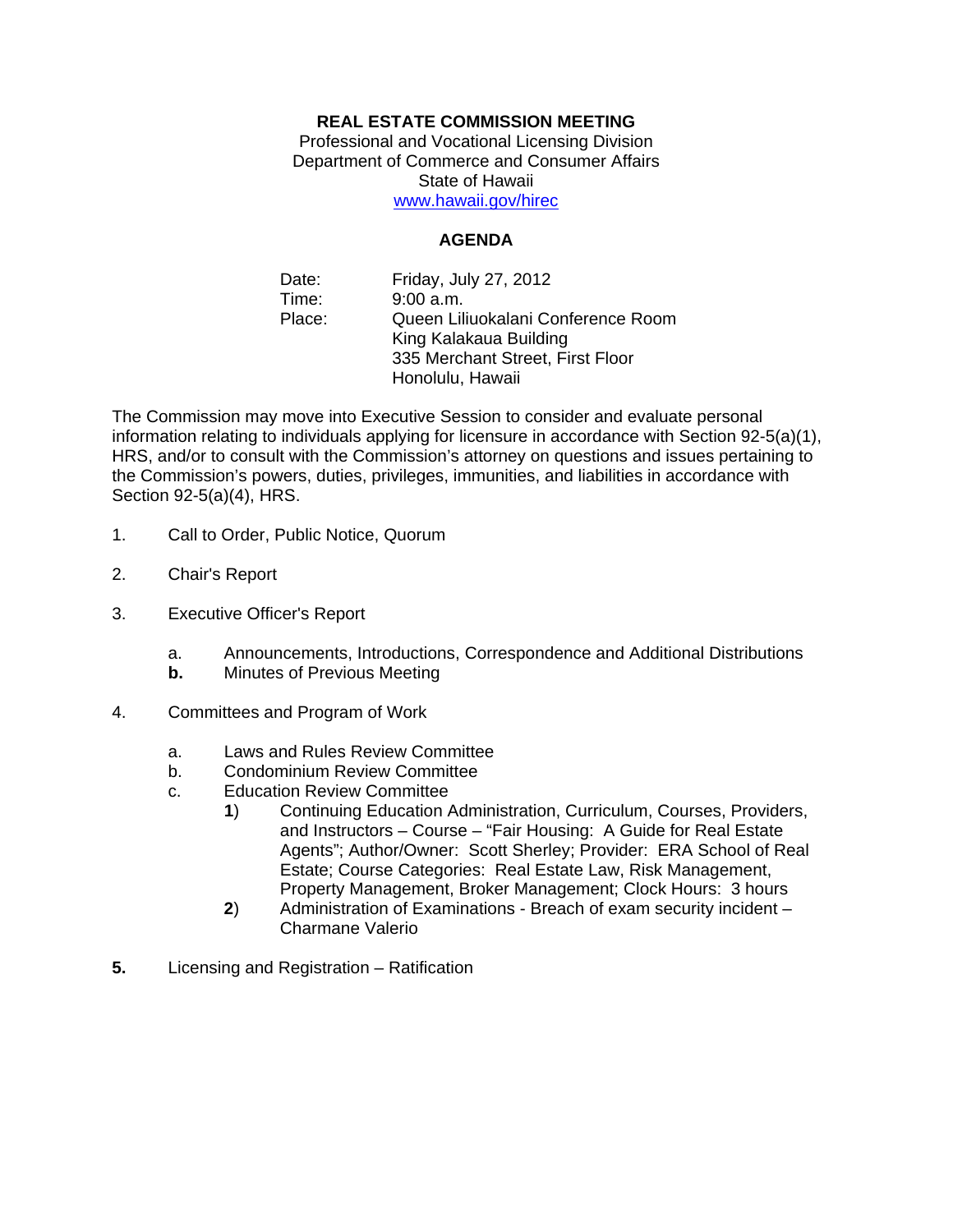**REAL ESTATE COMMISSION MEETING**
Professional and Vocational Licensing Division
Department of Commerce and Consumer Affairs
State of Hawaii
www.hawaii.gov/hirec

**AGENDA**

Date: Friday, July 27, 2012
Time: 9:00 a.m.
Place: Queen Liliuokalani Conference Room
King Kalakaua Building
335 Merchant Street, First Floor
Honolulu, Hawaii

The Commission may move into Executive Session to consider and evaluate personal information relating to individuals applying for licensure in accordance with Section 92-5(a)(1), HRS, and/or to consult with the Commission's attorney on questions and issues pertaining to the Commission's powers, duties, privileges, immunities, and liabilities in accordance with Section 92-5(a)(4), HRS.

1. Call to Order, Public Notice, Quorum

2. Chair's Report

3. Executive Officer's Report

    a. Announcements, Introductions, Correspondence and Additional Distributions
    **b.** Minutes of Previous Meeting

4. Committees and Program of Work

    a. Laws and Rules Review Committee
    b. Condominium Review Committee
    c. Education Review Committee
        **1**) Continuing Education Administration, Curriculum, Courses, Providers, and Instructors – Course – "Fair Housing: A Guide for Real Estate Agents"; Author/Owner: Scott Sherley; Provider: ERA School of Real Estate; Course Categories: Real Estate Law, Risk Management, Property Management, Broker Management; Clock Hours: 3 hours
        **2**) Administration of Examinations - Breach of exam security incident – Charmane Valerio

**5.** Licensing and Registration – Ratification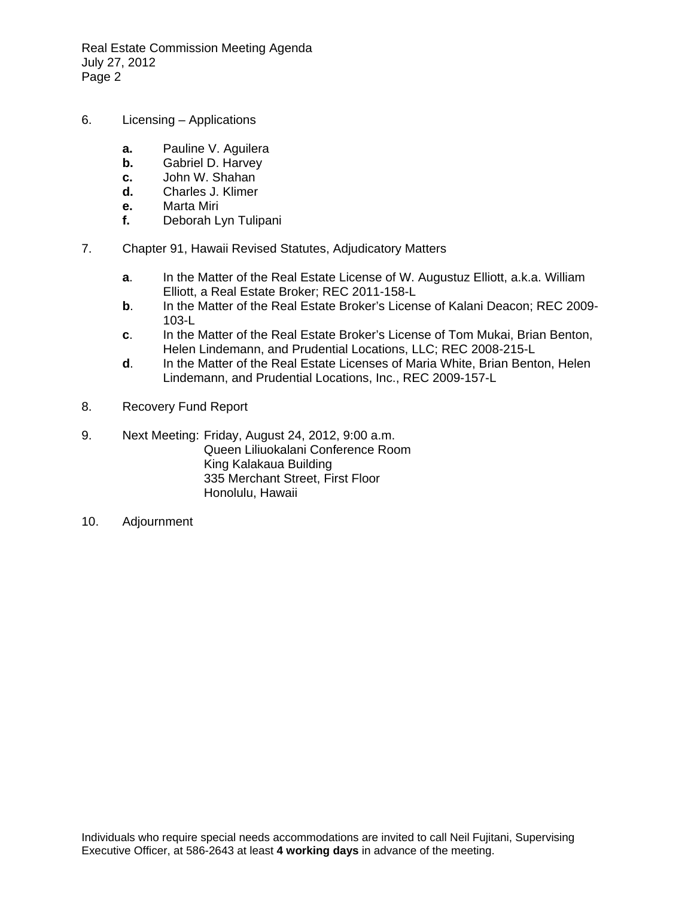6. Licensing – Applications

   **a.** Pauline V. Aguilera
   **b.** Gabriel D. Harvey
   **c.** John W. Shahan
   **d.** Charles J. Klimer
   **e.** Marta Miri
   **f.** Deborah Lyn Tulipani

7. Chapter 91, Hawaii Revised Statutes, Adjudicatory Matters

   **a**. In the Matter of the Real Estate License of W. Augustuz Elliott, a.k.a. William Elliott, a Real Estate Broker; REC 2011-158-L
   **b**. In the Matter of the Real Estate Broker's License of Kalani Deacon; REC 2009-103-L
   **c**. In the Matter of the Real Estate Broker's License of Tom Mukai, Brian Benton, Helen Lindemann, and Prudential Locations, LLC; REC 2008-215-L
   **d**. In the Matter of the Real Estate Licenses of Maria White, Brian Benton, Helen Lindemann, and Prudential Locations, Inc., REC 2009-157-L

8. Recovery Fund Report

9. Next Meeting: Friday, August 24, 2012, 9:00 a.m.
   Queen Liliuokalani Conference Room
   King Kalakaua Building
   335 Merchant Street, First Floor
   Honolulu, Hawaii

10. Adjournment

Individuals who require special needs accommodations are invited to call Neil Fujitani, Supervising Executive Officer, at 586-2643 at least **4 working days** in advance of the meeting.